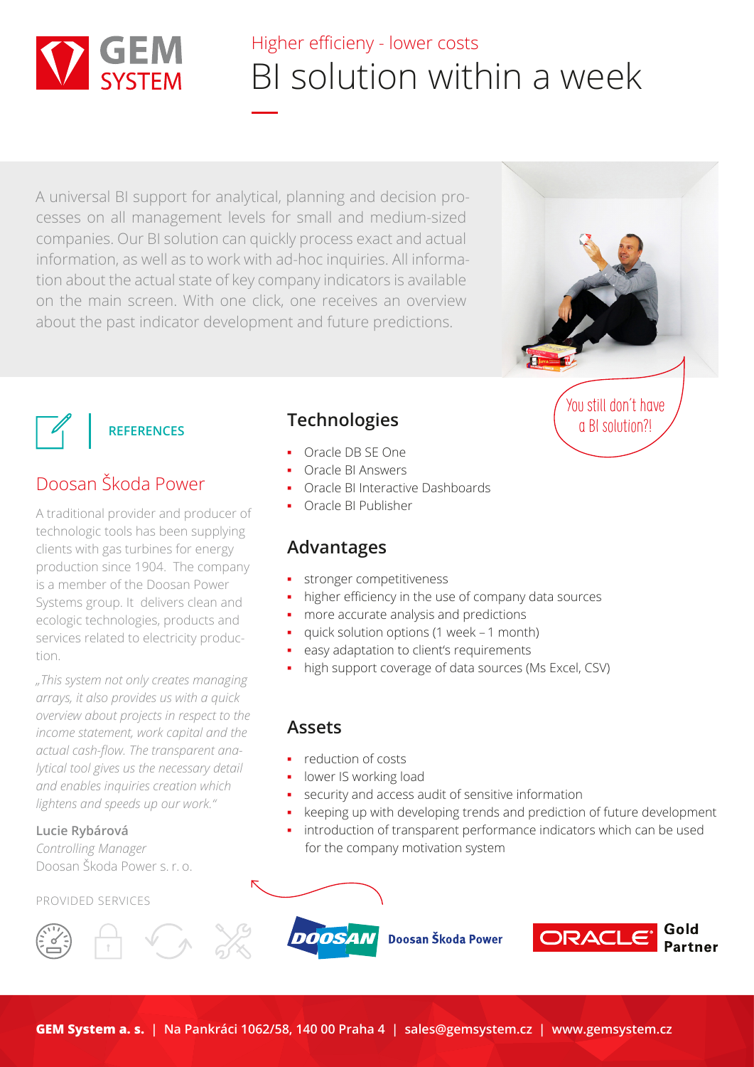# GEM SYSTEM

Higher efficieny - lower costs

# BI solution within a week

A universal BI support for analytical, planning and decision processes on all management levels for small and medium-sized companies. Our BI solution can quickly process exact and actual information, as well as to work with ad-hoc inquiries. All information about the actual state of key company indicators is available on the main screen. With one click, one receives an overview about the past indicator development and future predictions.

You still don't have a BI solution?!

## REFERENCES

### Doosan Škoda Power

A traditional provider and producer of technologic tools has been supplying clients with gas turbines for energy production since 1904. The company is a member of the Doosan Power Systems group. It delivers clean and ecologic technologies, products and services related to electricity production.

*„This system not only creates managing arrays, it also provides us with a quick overview about projects in respect to the income statement, work capital and the actual cash-flow. The transparent analytical tool gives us the necessary detail and enables inquiries creation which lightens and speeds up our work."*

**Lucie Rybárová**
*Controlling Manager*
Doosan Škoda Power s. r. o.

PROVIDED SERVICES

## Technologies

- Oracle DB SE One
- Oracle BI Answers
- Oracle BI Interactive Dashboards
- Oracle BI Publisher

## Advantages

- stronger competitiveness
- higher efficiency in the use of company data sources
- more accurate analysis and predictions
- quick solution options (1 week – 1 month)
- easy adaptation to client's requirements
- high support coverage of data sources (Ms Excel, CSV)

## Assets

- reduction of costs
- lower IS working load
- security and access audit of sensitive information
- keeping up with developing trends and prediction of future development
- introduction of transparent performance indicators which can be used for the company motivation system

DOOSAN Doosan Škoda Power

ORACLE Gold Partner

**GEM System a. s.** | **Na Pankráci 1062/58, 140 00 Praha 4** | **sales@gemsystem.cz** | **www.gemsystem.cz**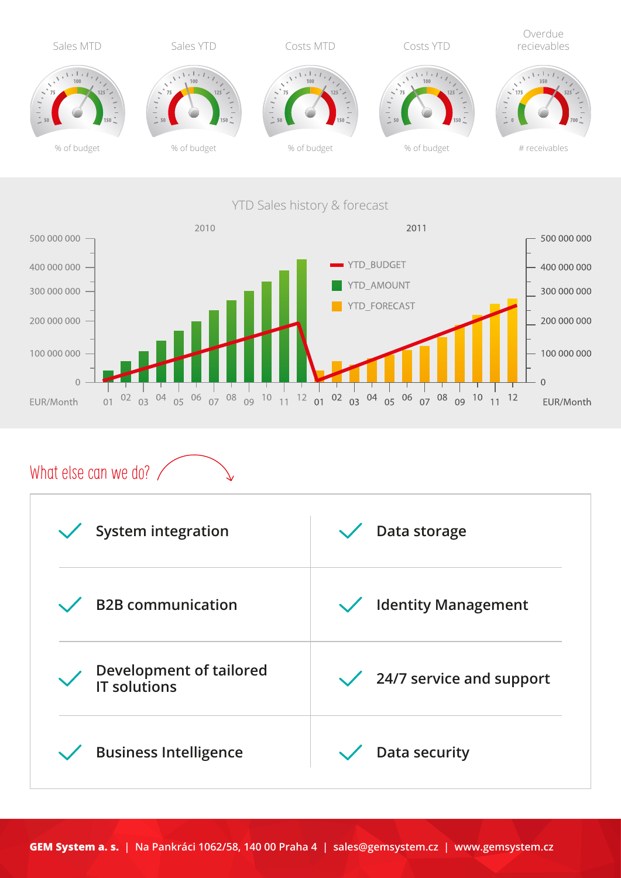Sales MTD

75 100 125
50 150

% of budget

Sales YTD

75 100 125
50 150

% of budget

Costs MTD

75 100 125
50 150

% of budget

Costs YTD

75 100 125
50 150

% of budget

Overdue recievables

175 350 525
0 700

# receivables

## YTD Sales history & forecast

2010

2011

YTD_BUDGET

YTD_AMOUNT

YTD_FORECAST

500 000 000
400 000 000
300 000 000
200 000 000
100 000 000
0

EUR/Month

01 02 03 04 05 06 07 08 09 10 11 12 01 02 03 04 05 06 07 08 09 10 11 12

## What else can we do?

| | |
|---|---|
| System integration | Data storage |
| B2B communication | Identity Management |
| Development of tailored IT solutions | 24/7 service and support |
| Business Intelligence | Data security |

**GEM System a. s.** | Na Pankráci 1062/58, 140 00 Praha 4 | sales@gemsystem.cz | www.gemsystem.cz